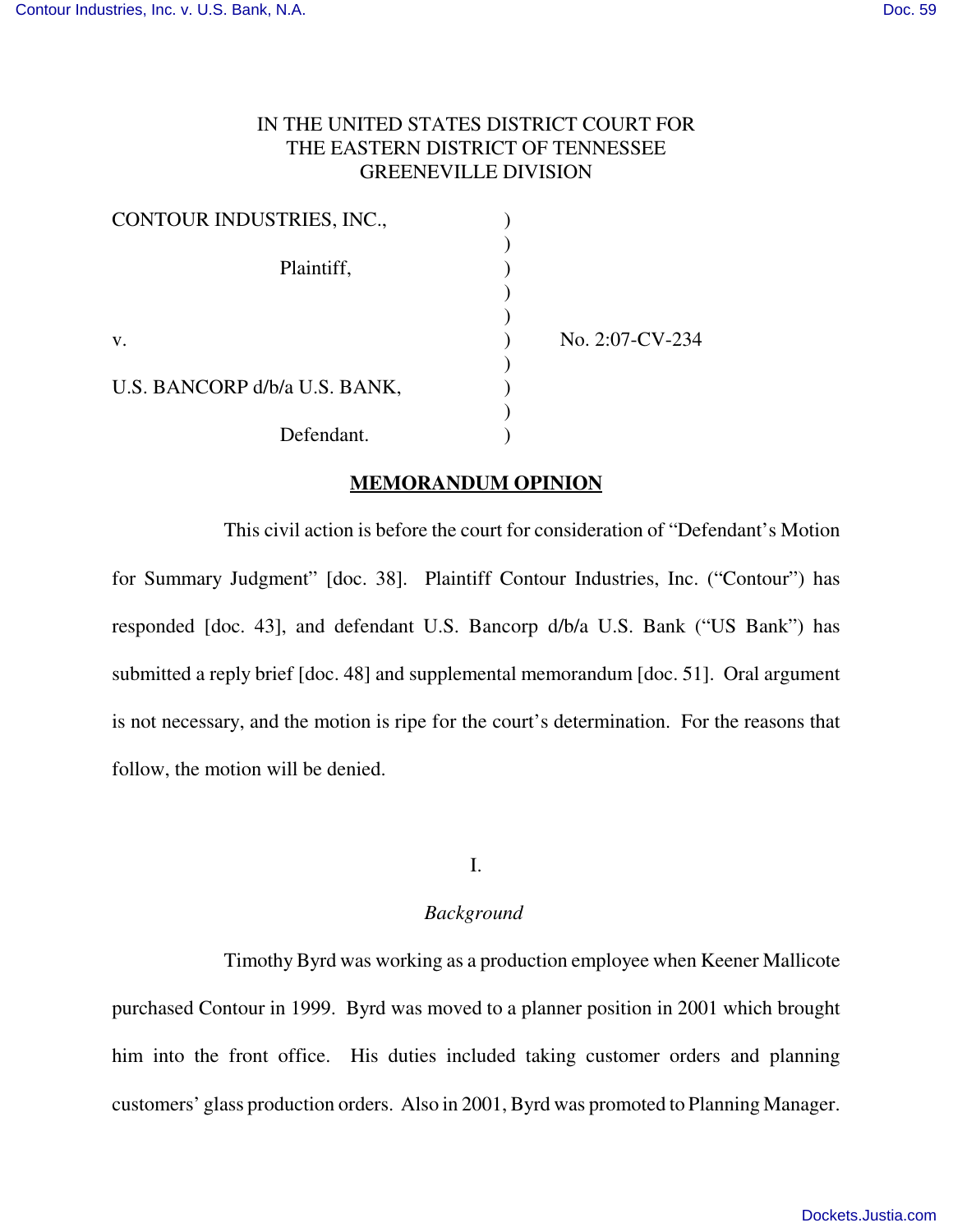IN THE UNITED STATES DISTRICT COURT FOR
THE EASTERN DISTRICT OF TENNESSEE
GREENEVILLE DIVISION

| | | |
|---|---|---|
| CONTOUR INDUSTRIES, INC., | ) | |
| Plaintiff, | ) | |
| v. | ) | No. 2:07-CV-234 |
| U.S. BANCORP d/b/a U.S. BANK, | ) | |
| Defendant. | ) | |

**MEMORANDUM OPINION**

This civil action is before the court for consideration of "Defendant's Motion for Summary Judgment" [doc. 38]. Plaintiff Contour Industries, Inc. ("Contour") has responded [doc. 43], and defendant U.S. Bancorp d/b/a U.S. Bank ("US Bank") has submitted a reply brief [doc. 48] and supplemental memorandum [doc. 51]. Oral argument is not necessary, and the motion is ripe for the court's determination. For the reasons that follow, the motion will be denied.

I.

*Background*

Timothy Byrd was working as a production employee when Keener Mallicote purchased Contour in 1999. Byrd was moved to a planner position in 2001 which brought him into the front office. His duties included taking customer orders and planning customers' glass production orders. Also in 2001, Byrd was promoted to Planning Manager.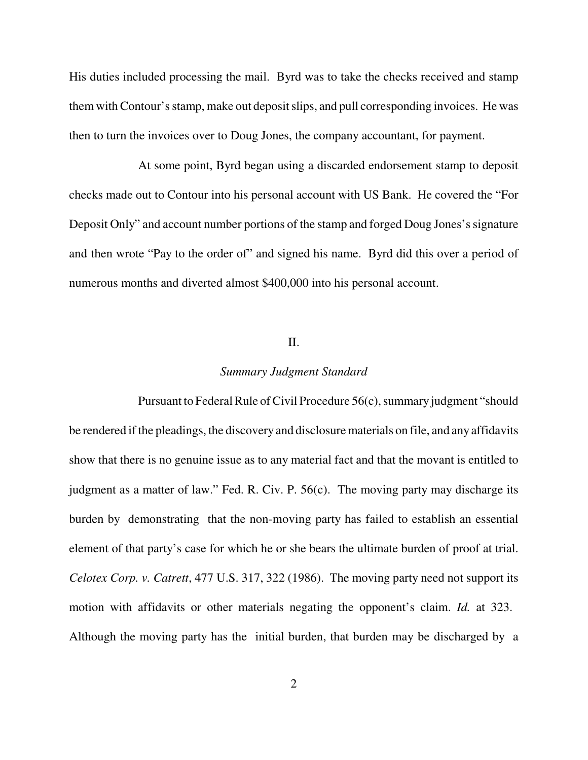His duties included processing the mail. Byrd was to take the checks received and stamp them with Contour's stamp, make out deposit slips, and pull corresponding invoices. He was then to turn the invoices over to Doug Jones, the company accountant, for payment.

At some point, Byrd began using a discarded endorsement stamp to deposit checks made out to Contour into his personal account with US Bank. He covered the "For Deposit Only" and account number portions of the stamp and forged Doug Jones's signature and then wrote "Pay to the order of" and signed his name. Byrd did this over a period of numerous months and diverted almost $400,000 into his personal account.

## II.

### *Summary Judgment Standard*

Pursuant to Federal Rule of Civil Procedure 56(c), summary judgment "should be rendered if the pleadings, the discovery and disclosure materials on file, and any affidavits show that there is no genuine issue as to any material fact and that the movant is entitled to judgment as a matter of law." Fed. R. Civ. P. 56(c). The moving party may discharge its burden by demonstrating that the non-moving party has failed to establish an essential element of that party's case for which he or she bears the ultimate burden of proof at trial. *Celotex Corp. v. Catrett*, 477 U.S. 317, 322 (1986). The moving party need not support its motion with affidavits or other materials negating the opponent's claim. *Id.* at 323. Although the moving party has the initial burden, that burden may be discharged by a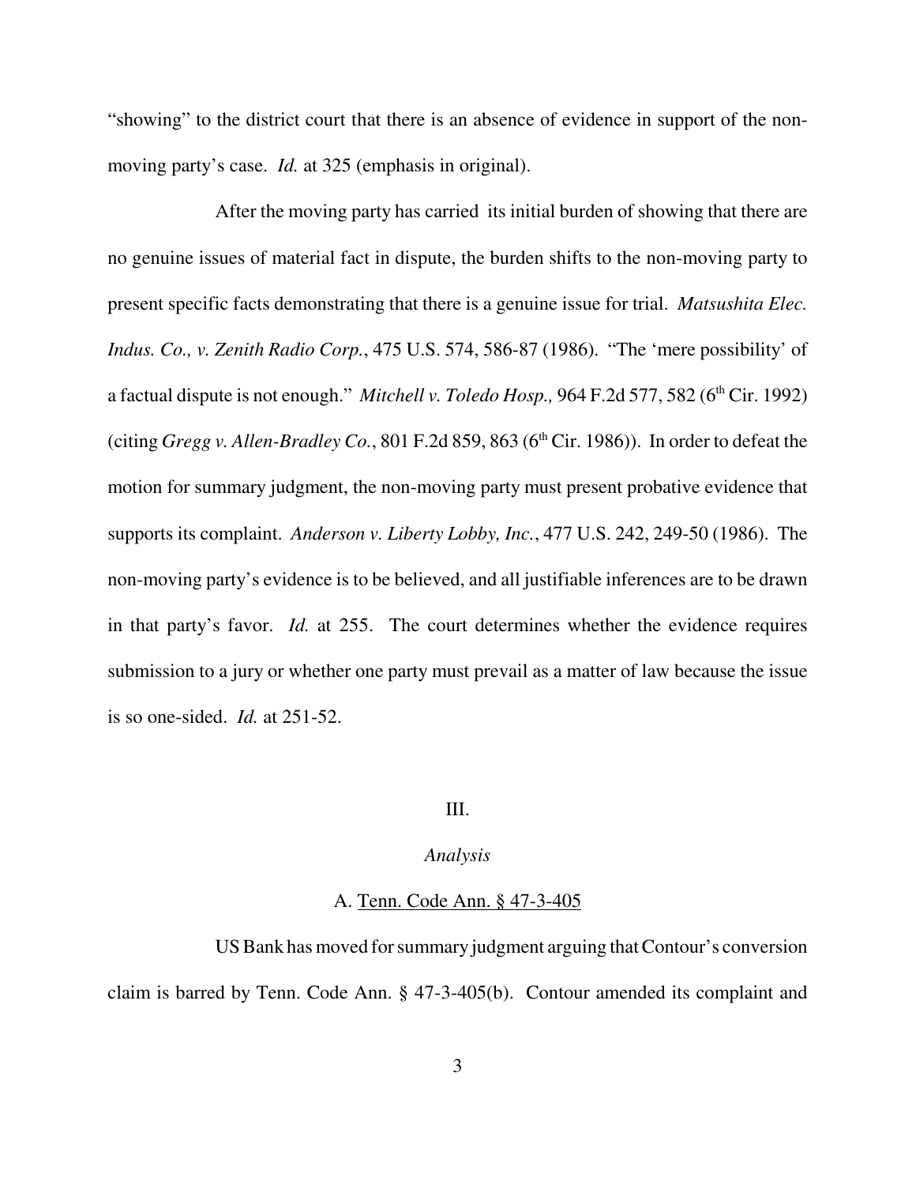"showing" to the district court that there is an absence of evidence in support of the non-moving party's case. *Id.* at 325 (emphasis in original).

After the moving party has carried its initial burden of showing that there are no genuine issues of material fact in dispute, the burden shifts to the non-moving party to present specific facts demonstrating that there is a genuine issue for trial. *Matsushita Elec. Indus. Co., v. Zenith Radio Corp.*, 475 U.S. 574, 586-87 (1986). "The 'mere possibility' of a factual dispute is not enough." *Mitchell v. Toledo Hosp.,* 964 F.2d 577, 582 (6th Cir. 1992) (citing *Gregg v. Allen-Bradley Co.*, 801 F.2d 859, 863 (6th Cir. 1986)). In order to defeat the motion for summary judgment, the non-moving party must present probative evidence that supports its complaint. *Anderson v. Liberty Lobby, Inc.*, 477 U.S. 242, 249-50 (1986). The non-moving party's evidence is to be believed, and all justifiable inferences are to be drawn in that party's favor. *Id.* at 255. The court determines whether the evidence requires submission to a jury or whether one party must prevail as a matter of law because the issue is so one-sided. *Id.* at 251-52.

## III.

## *Analysis*

### A. Tenn. Code Ann. § 47-3-405

US Bank has moved for summary judgment arguing that Contour's conversion claim is barred by Tenn. Code Ann. § 47-3-405(b). Contour amended its complaint and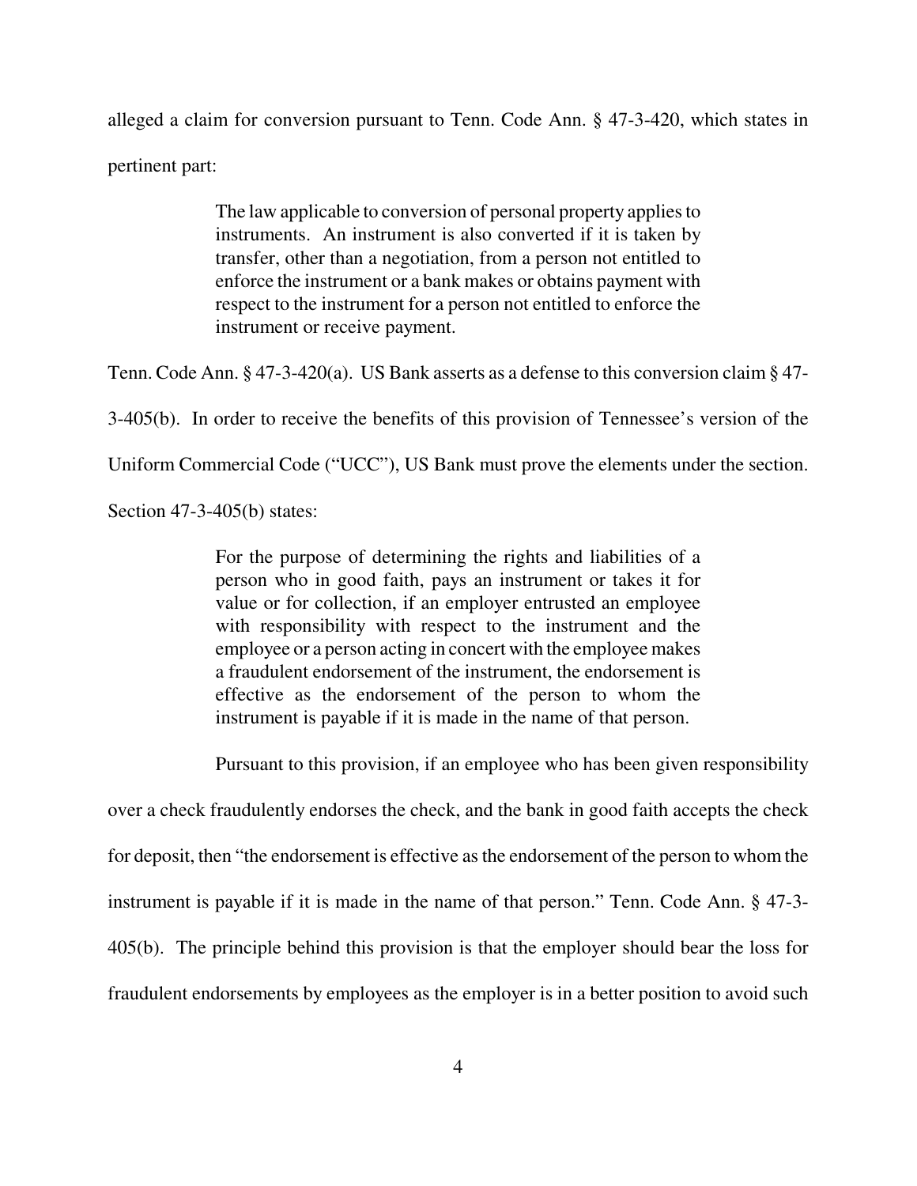alleged a claim for conversion pursuant to Tenn. Code Ann. § 47-3-420, which states in pertinent part:

> The law applicable to conversion of personal property applies to instruments. An instrument is also converted if it is taken by transfer, other than a negotiation, from a person not entitled to enforce the instrument or a bank makes or obtains payment with respect to the instrument for a person not entitled to enforce the instrument or receive payment.

Tenn. Code Ann. § 47-3-420(a). US Bank asserts as a defense to this conversion claim § 47-3-405(b). In order to receive the benefits of this provision of Tennessee's version of the Uniform Commercial Code ("UCC"), US Bank must prove the elements under the section. Section 47-3-405(b) states:

> For the purpose of determining the rights and liabilities of a person who in good faith, pays an instrument or takes it for value or for collection, if an employer entrusted an employee with responsibility with respect to the instrument and the employee or a person acting in concert with the employee makes a fraudulent endorsement of the instrument, the endorsement is effective as the endorsement of the person to whom the instrument is payable if it is made in the name of that person.

Pursuant to this provision, if an employee who has been given responsibility over a check fraudulently endorses the check, and the bank in good faith accepts the check for deposit, then "the endorsement is effective as the endorsement of the person to whom the instrument is payable if it is made in the name of that person." Tenn. Code Ann. § 47-3-405(b). The principle behind this provision is that the employer should bear the loss for fraudulent endorsements by employees as the employer is in a better position to avoid such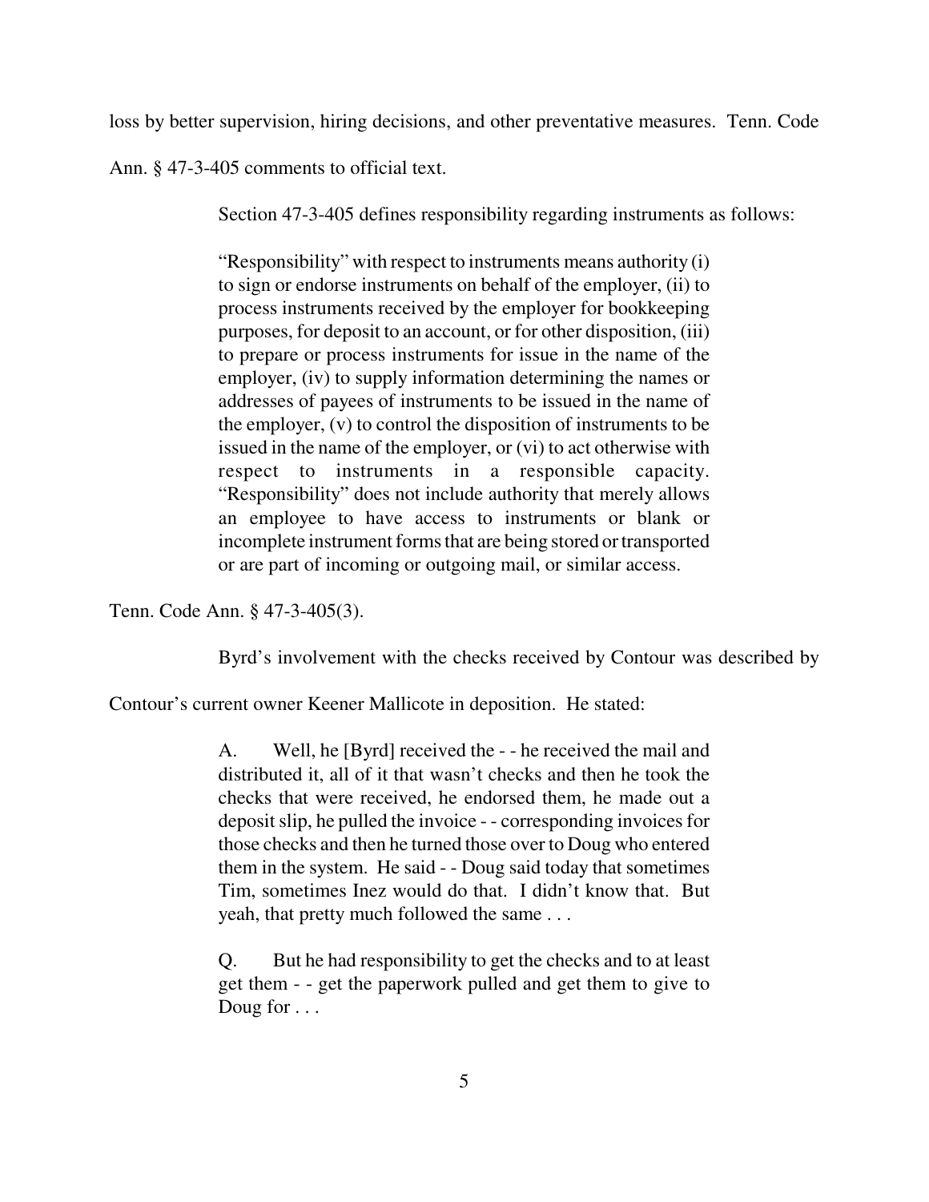loss by better supervision, hiring decisions, and other preventative measures. Tenn. Code Ann. § 47-3-405 comments to official text.

Section 47-3-405 defines responsibility regarding instruments as follows:

> "Responsibility" with respect to instruments means authority (i) to sign or endorse instruments on behalf of the employer, (ii) to process instruments received by the employer for bookkeeping purposes, for deposit to an account, or for other disposition, (iii) to prepare or process instruments for issue in the name of the employer, (iv) to supply information determining the names or addresses of payees of instruments to be issued in the name of the employer, (v) to control the disposition of instruments to be issued in the name of the employer, or (vi) to act otherwise with respect to instruments in a responsible capacity. "Responsibility" does not include authority that merely allows an employee to have access to instruments or blank or incomplete instrument forms that are being stored or transported or are part of incoming or outgoing mail, or similar access.

Tenn. Code Ann. § 47-3-405(3).

Byrd's involvement with the checks received by Contour was described by Contour's current owner Keener Mallicote in deposition. He stated:

> A. Well, he [Byrd] received the - - he received the mail and distributed it, all of it that wasn't checks and then he took the checks that were received, he endorsed them, he made out a deposit slip, he pulled the invoice - - corresponding invoices for those checks and then he turned those over to Doug who entered them in the system. He said - - Doug said today that sometimes Tim, sometimes Inez would do that. I didn't know that. But yeah, that pretty much followed the same . . .
>
> Q. But he had responsibility to get the checks and to at least get them - - get the paperwork pulled and get them to give to Doug for . . .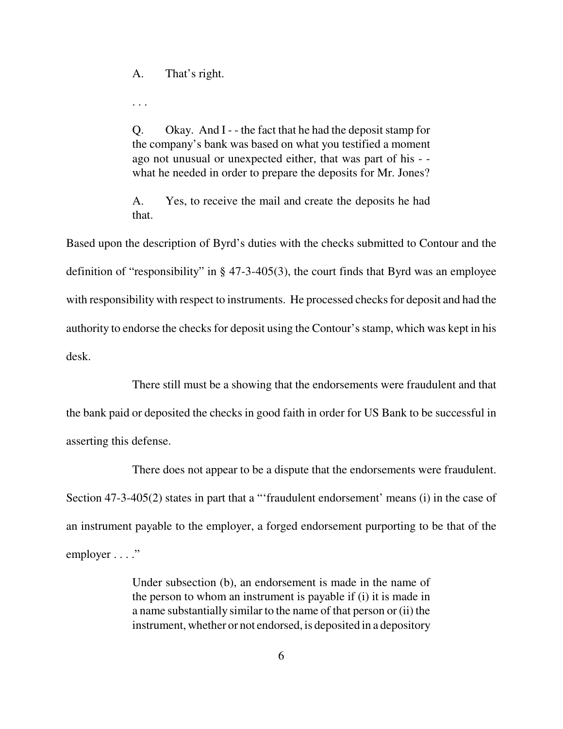> A. That's right.
>
> . . .
>
> Q. Okay. And I - - the fact that he had the deposit stamp for the company's bank was based on what you testified a moment ago not unusual or unexpected either, that was part of his - - what he needed in order to prepare the deposits for Mr. Jones?
>
> A. Yes, to receive the mail and create the deposits he had that.

Based upon the description of Byrd's duties with the checks submitted to Contour and the definition of "responsibility" in § 47-3-405(3), the court finds that Byrd was an employee with responsibility with respect to instruments. He processed checks for deposit and had the authority to endorse the checks for deposit using the Contour's stamp, which was kept in his desk.

There still must be a showing that the endorsements were fraudulent and that the bank paid or deposited the checks in good faith in order for US Bank to be successful in asserting this defense.

There does not appear to be a dispute that the endorsements were fraudulent. Section 47-3-405(2) states in part that a "'fraudulent endorsement' means (i) in the case of an instrument payable to the employer, a forged endorsement purporting to be that of the employer . . . ."

> Under subsection (b), an endorsement is made in the name of the person to whom an instrument is payable if (i) it is made in a name substantially similar to the name of that person or (ii) the instrument, whether or not endorsed, is deposited in a depository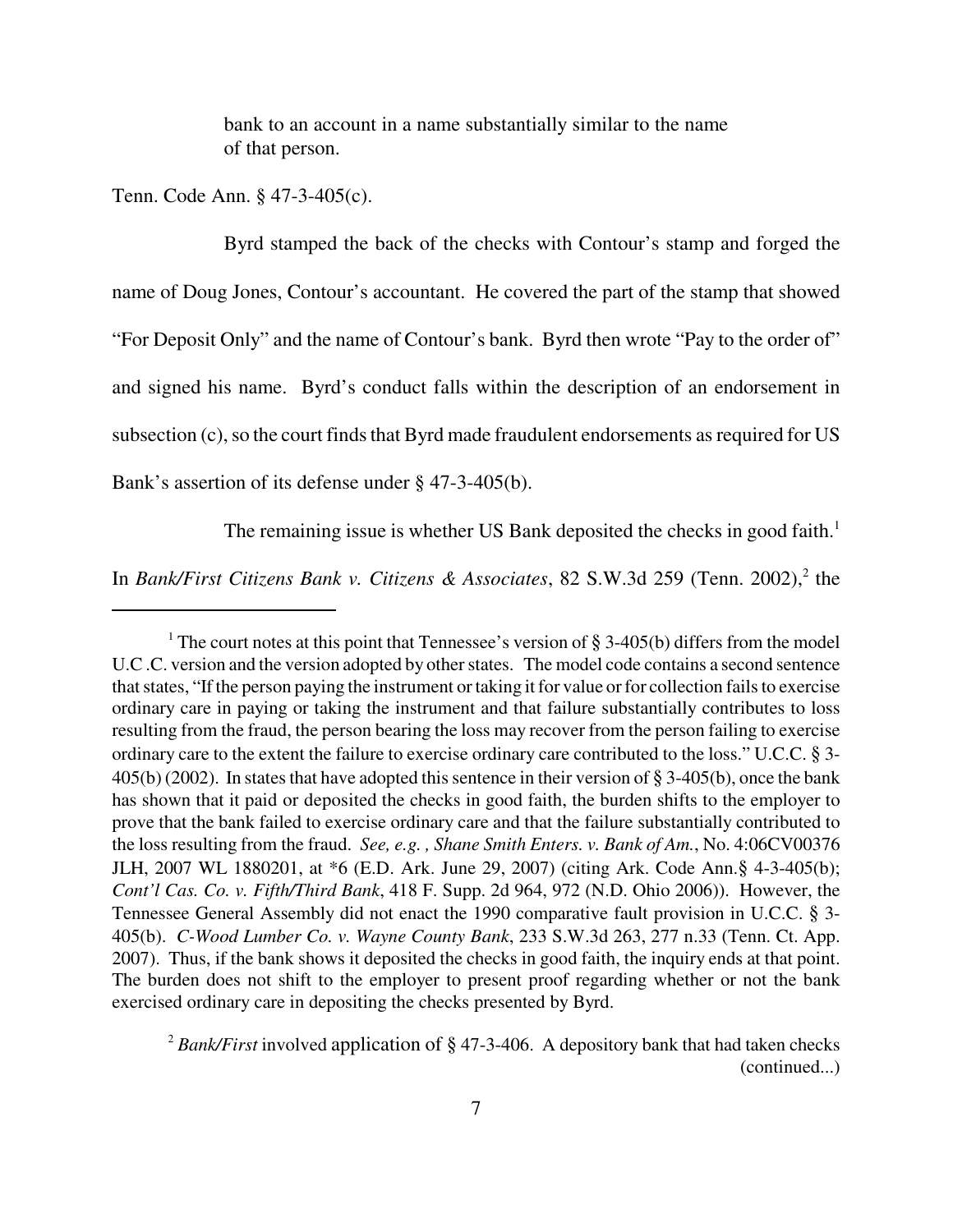bank to an account in a name substantially similar to the name of that person.

Tenn. Code Ann. § 47-3-405(c).

Byrd stamped the back of the checks with Contour's stamp and forged the name of Doug Jones, Contour's accountant. He covered the part of the stamp that showed "For Deposit Only" and the name of Contour's bank. Byrd then wrote "Pay to the order of" and signed his name. Byrd's conduct falls within the description of an endorsement in subsection (c), so the court finds that Byrd made fraudulent endorsements as required for US Bank's assertion of its defense under § 47-3-405(b).

The remaining issue is whether US Bank deposited the checks in good faith.[1] In *Bank/First Citizens Bank v. Citizens & Associates*, 82 S.W.3d 259 (Tenn. 2002),[2] the

---

[1] The court notes at this point that Tennessee's version of § 3-405(b) differs from the model U.C .C. version and the version adopted by other states. The model code contains a second sentence that states, "If the person paying the instrument or taking it for value or for collection fails to exercise ordinary care in paying or taking the instrument and that failure substantially contributes to loss resulting from the fraud, the person bearing the loss may recover from the person failing to exercise ordinary care to the extent the failure to exercise ordinary care contributed to the loss." U.C.C. § 3-405(b) (2002). In states that have adopted this sentence in their version of § 3-405(b), once the bank has shown that it paid or deposited the checks in good faith, the burden shifts to the employer to prove that the bank failed to exercise ordinary care and that the failure substantially contributed to the loss resulting from the fraud. *See, e.g. , Shane Smith Enters. v. Bank of Am.*, No. 4:06CV00376 JLH, 2007 WL 1880201, at *6 (E.D. Ark. June 29, 2007) (citing Ark. Code Ann.§ 4-3-405(b); *Cont'l Cas. Co. v. Fifth/Third Bank*, 418 F. Supp. 2d 964, 972 (N.D. Ohio 2006)). However, the Tennessee General Assembly did not enact the 1990 comparative fault provision in U.C.C. § 3-405(b). *C-Wood Lumber Co. v. Wayne County Bank*, 233 S.W.3d 263, 277 n.33 (Tenn. Ct. App. 2007). Thus, if the bank shows it deposited the checks in good faith, the inquiry ends at that point. The burden does not shift to the employer to present proof regarding whether or not the bank exercised ordinary care in depositing the checks presented by Byrd.

[2] *Bank/First* involved application of § 47-3-406. A depository bank that had taken checks (continued...)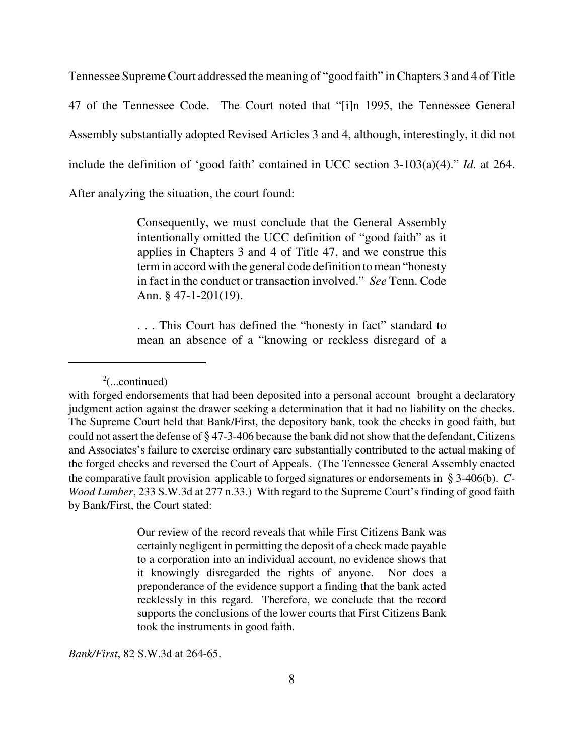Tennessee Supreme Court addressed the meaning of "good faith" in Chapters 3 and 4 of Title 47 of the Tennessee Code. The Court noted that "[i]n 1995, the Tennessee General Assembly substantially adopted Revised Articles 3 and 4, although, interestingly, it did not include the definition of 'good faith' contained in UCC section 3-103(a)(4)." *Id.* at 264. After analyzing the situation, the court found:

> Consequently, we must conclude that the General Assembly intentionally omitted the UCC definition of "good faith" as it applies in Chapters 3 and 4 of Title 47, and we construe this term in accord with the general code definition to mean "honesty in fact in the conduct or transaction involved." *See* Tenn. Code Ann. § 47-1-201(19).
>
> . . . This Court has defined the "honesty in fact" standard to mean an absence of a "knowing or reckless disregard of a

---

[2](...continued)

with forged endorsements that had been deposited into a personal account brought a declaratory judgment action against the drawer seeking a determination that it had no liability on the checks. The Supreme Court held that Bank/First, the depository bank, took the checks in good faith, but could not assert the defense of § 47-3-406 because the bank did not show that the defendant, Citizens and Associates's failure to exercise ordinary care substantially contributed to the actual making of the forged checks and reversed the Court of Appeals. (The Tennessee General Assembly enacted the comparative fault provision applicable to forged signatures or endorsements in § 3-406(b). *C-Wood Lumber*, 233 S.W.3d at 277 n.33.) With regard to the Supreme Court's finding of good faith by Bank/First, the Court stated:

> Our review of the record reveals that while First Citizens Bank was certainly negligent in permitting the deposit of a check made payable to a corporation into an individual account, no evidence shows that it knowingly disregarded the rights of anyone. Nor does a preponderance of the evidence support a finding that the bank acted recklessly in this regard. Therefore, we conclude that the record supports the conclusions of the lower courts that First Citizens Bank took the instruments in good faith.

*Bank/First*, 82 S.W.3d at 264-65.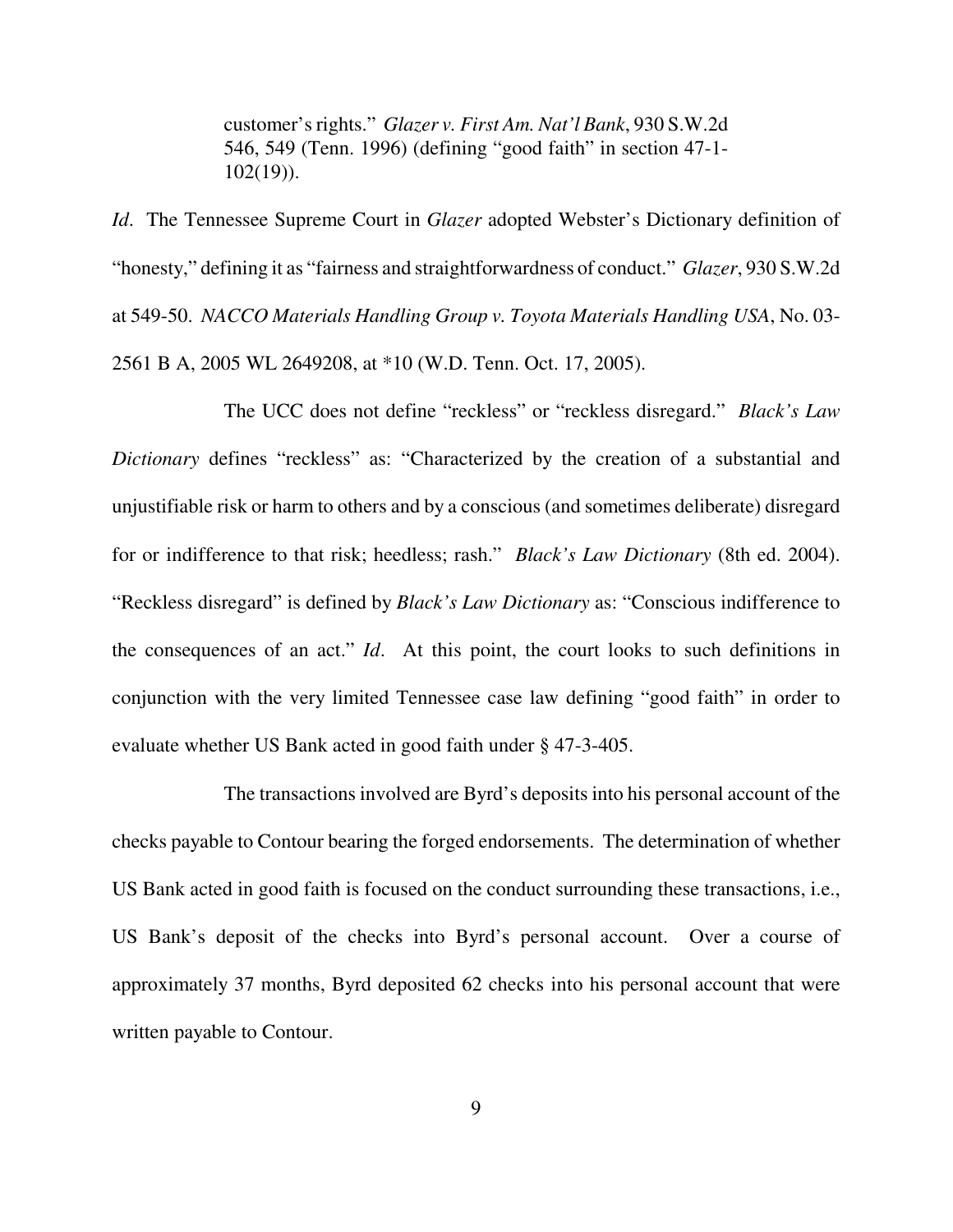> customer's rights." *Glazer v. First Am. Nat'l Bank*, 930 S.W.2d 546, 549 (Tenn. 1996) (defining "good faith" in section 47-1-102(19)).

*Id*. The Tennessee Supreme Court in *Glazer* adopted Webster's Dictionary definition of "honesty," defining it as "fairness and straightforwardness of conduct." *Glazer*, 930 S.W.2d at 549-50. *NACCO Materials Handling Group v. Toyota Materials Handling USA*, No. 03-2561 B A, 2005 WL 2649208, at *10 (W.D. Tenn. Oct. 17, 2005).

The UCC does not define "reckless" or "reckless disregard." *Black's Law Dictionary* defines "reckless" as: "Characterized by the creation of a substantial and unjustifiable risk or harm to others and by a conscious (and sometimes deliberate) disregard for or indifference to that risk; heedless; rash." *Black's Law Dictionary* (8th ed. 2004). "Reckless disregard" is defined by *Black's Law Dictionary* as: "Conscious indifference to the consequences of an act." *Id*. At this point, the court looks to such definitions in conjunction with the very limited Tennessee case law defining "good faith" in order to evaluate whether US Bank acted in good faith under § 47-3-405.

The transactions involved are Byrd's deposits into his personal account of the checks payable to Contour bearing the forged endorsements. The determination of whether US Bank acted in good faith is focused on the conduct surrounding these transactions, i.e., US Bank's deposit of the checks into Byrd's personal account. Over a course of approximately 37 months, Byrd deposited 62 checks into his personal account that were written payable to Contour.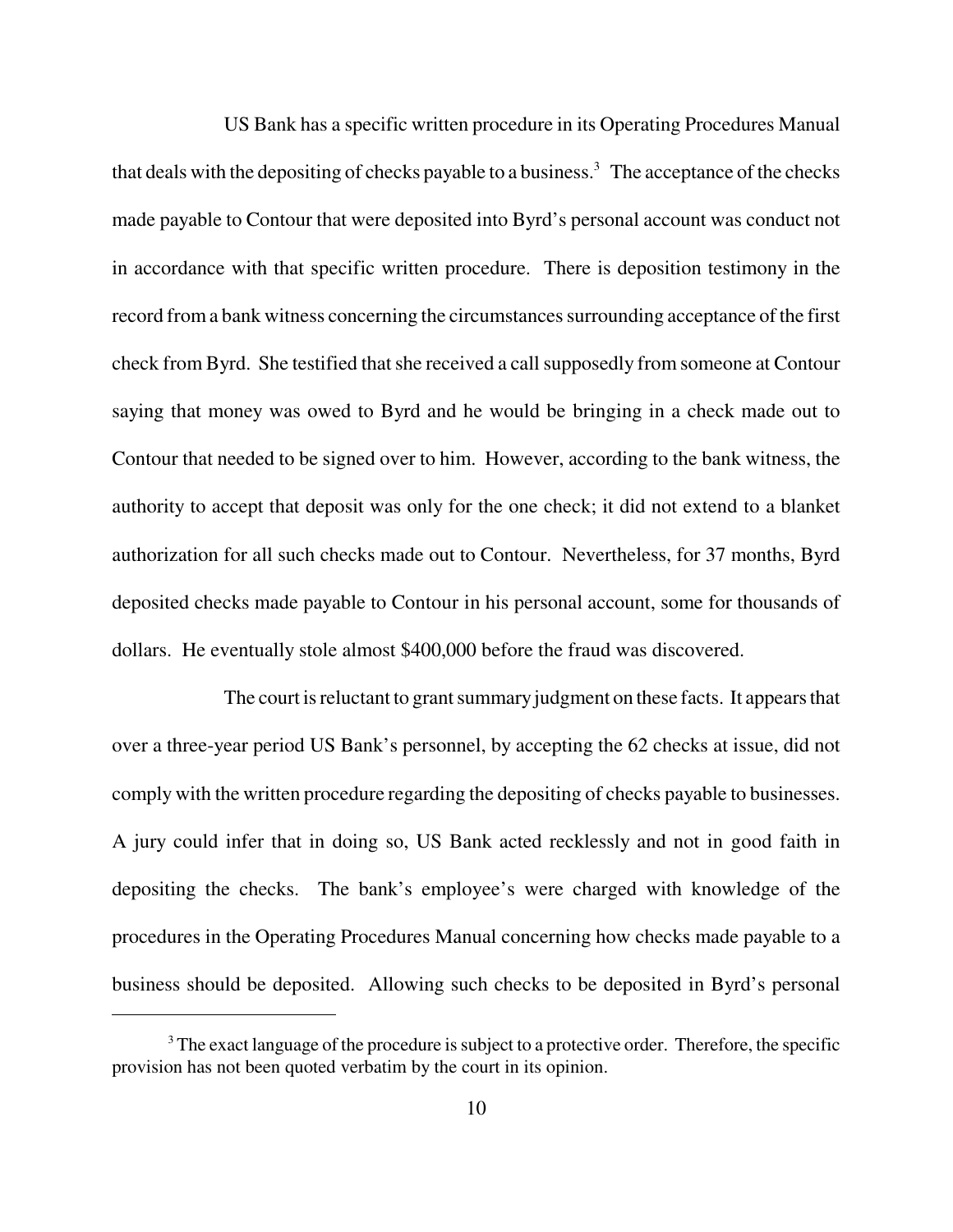US Bank has a specific written procedure in its Operating Procedures Manual that deals with the depositing of checks payable to a business.[3] The acceptance of the checks made payable to Contour that were deposited into Byrd's personal account was conduct not in accordance with that specific written procedure. There is deposition testimony in the record from a bank witness concerning the circumstances surrounding acceptance of the first check from Byrd. She testified that she received a call supposedly from someone at Contour saying that money was owed to Byrd and he would be bringing in a check made out to Contour that needed to be signed over to him. However, according to the bank witness, the authority to accept that deposit was only for the one check; it did not extend to a blanket authorization for all such checks made out to Contour. Nevertheless, for 37 months, Byrd deposited checks made payable to Contour in his personal account, some for thousands of dollars. He eventually stole almost $400,000 before the fraud was discovered.

The court is reluctant to grant summary judgment on these facts. It appears that over a three-year period US Bank's personnel, by accepting the 62 checks at issue, did not comply with the written procedure regarding the depositing of checks payable to businesses. A jury could infer that in doing so, US Bank acted recklessly and not in good faith in depositing the checks. The bank's employee's were charged with knowledge of the procedures in the Operating Procedures Manual concerning how checks made payable to a business should be deposited. Allowing such checks to be deposited in Byrd's personal

[3] The exact language of the procedure is subject to a protective order. Therefore, the specific provision has not been quoted verbatim by the court in its opinion.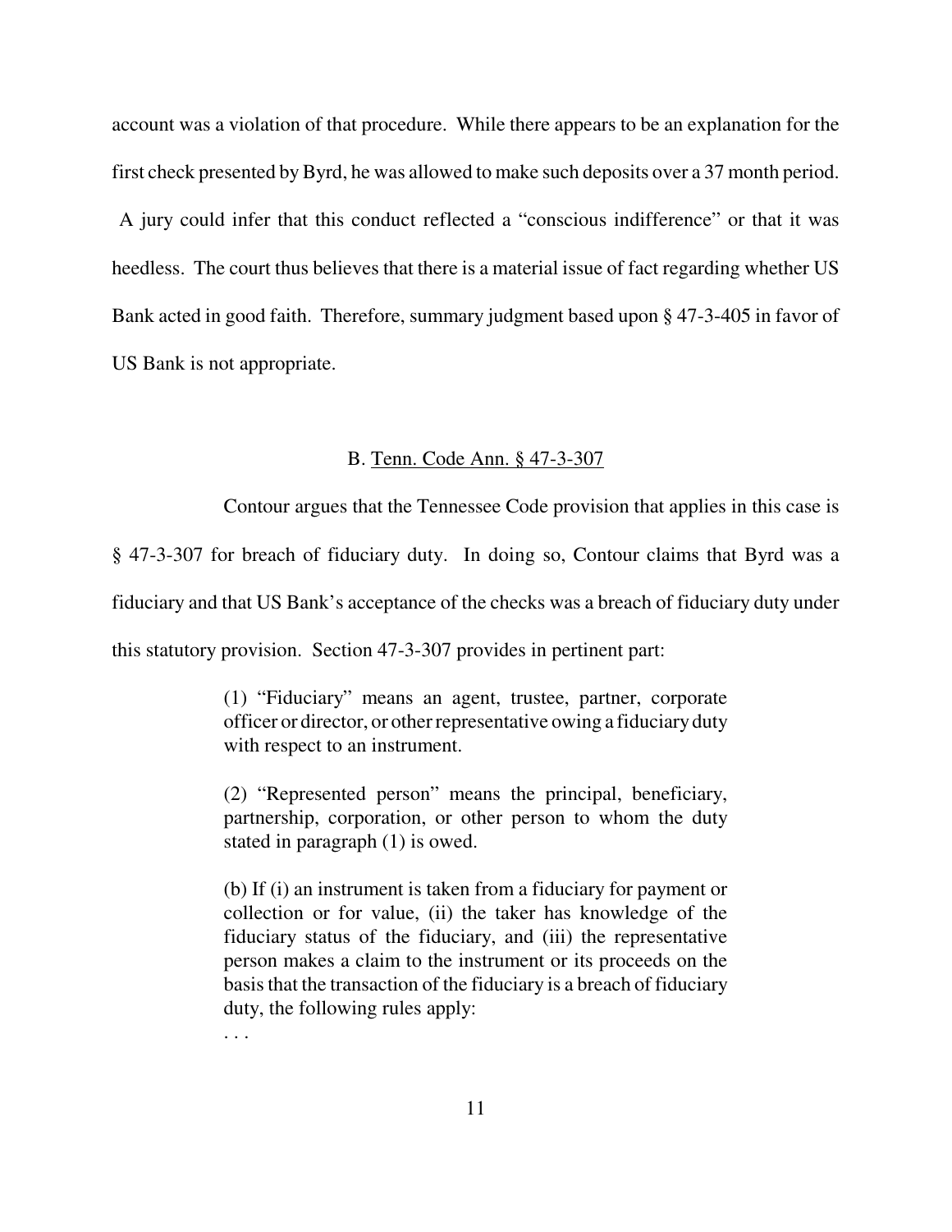account was a violation of that procedure. While there appears to be an explanation for the first check presented by Byrd, he was allowed to make such deposits over a 37 month period. A jury could infer that this conduct reflected a "conscious indifference" or that it was heedless. The court thus believes that there is a material issue of fact regarding whether US Bank acted in good faith. Therefore, summary judgment based upon § 47-3-405 in favor of US Bank is not appropriate.

B. Tenn. Code Ann. § 47-3-307

Contour argues that the Tennessee Code provision that applies in this case is § 47-3-307 for breach of fiduciary duty. In doing so, Contour claims that Byrd was a fiduciary and that US Bank's acceptance of the checks was a breach of fiduciary duty under this statutory provision. Section 47-3-307 provides in pertinent part:

> (1) "Fiduciary" means an agent, trustee, partner, corporate officer or director, or other representative owing a fiduciary duty with respect to an instrument.
>
> (2) "Represented person" means the principal, beneficiary, partnership, corporation, or other person to whom the duty stated in paragraph (1) is owed.
>
> (b) If (i) an instrument is taken from a fiduciary for payment or collection or for value, (ii) the taker has knowledge of the fiduciary status of the fiduciary, and (iii) the representative person makes a claim to the instrument or its proceeds on the basis that the transaction of the fiduciary is a breach of fiduciary duty, the following rules apply:
>
> . . .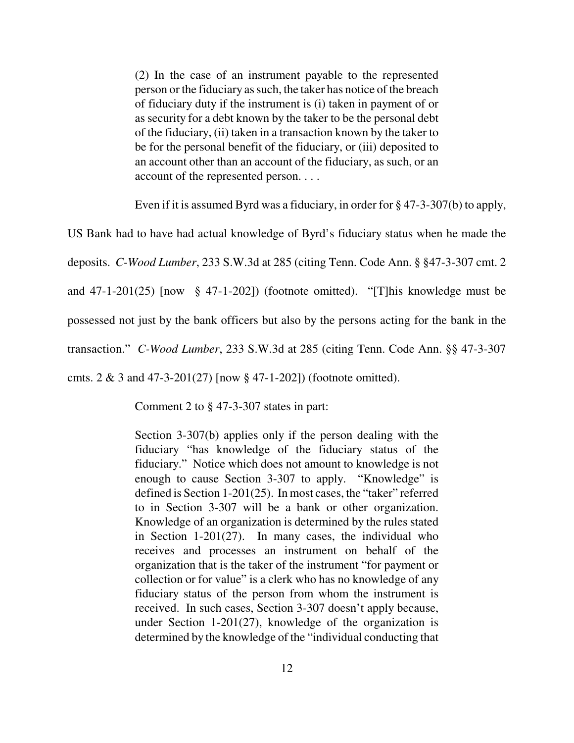> (2) In the case of an instrument payable to the represented person or the fiduciary as such, the taker has notice of the breach of fiduciary duty if the instrument is (i) taken in payment of or as security for a debt known by the taker to be the personal debt of the fiduciary, (ii) taken in a transaction known by the taker to be for the personal benefit of the fiduciary, or (iii) deposited to an account other than an account of the fiduciary, as such, or an account of the represented person. . . .

Even if it is assumed Byrd was a fiduciary, in order for § 47-3-307(b) to apply, US Bank had to have had actual knowledge of Byrd's fiduciary status when he made the deposits. *C-Wood Lumber*, 233 S.W.3d at 285 (citing Tenn. Code Ann. § §47-3-307 cmt. 2 and 47-1-201(25) [now § 47-1-202]) (footnote omitted). "[T]his knowledge must be possessed not just by the bank officers but also by the persons acting for the bank in the transaction." *C-Wood Lumber*, 233 S.W.3d at 285 (citing Tenn. Code Ann. §§ 47-3-307 cmts. 2 & 3 and 47-3-201(27) [now § 47-1-202]) (footnote omitted).

Comment 2 to § 47-3-307 states in part:

> Section 3-307(b) applies only if the person dealing with the fiduciary "has knowledge of the fiduciary status of the fiduciary." Notice which does not amount to knowledge is not enough to cause Section 3-307 to apply. "Knowledge" is defined is Section 1-201(25). In most cases, the "taker" referred to in Section 3-307 will be a bank or other organization. Knowledge of an organization is determined by the rules stated in Section 1-201(27). In many cases, the individual who receives and processes an instrument on behalf of the organization that is the taker of the instrument "for payment or collection or for value" is a clerk who has no knowledge of any fiduciary status of the person from whom the instrument is received. In such cases, Section 3-307 doesn't apply because, under Section 1-201(27), knowledge of the organization is determined by the knowledge of the "individual conducting that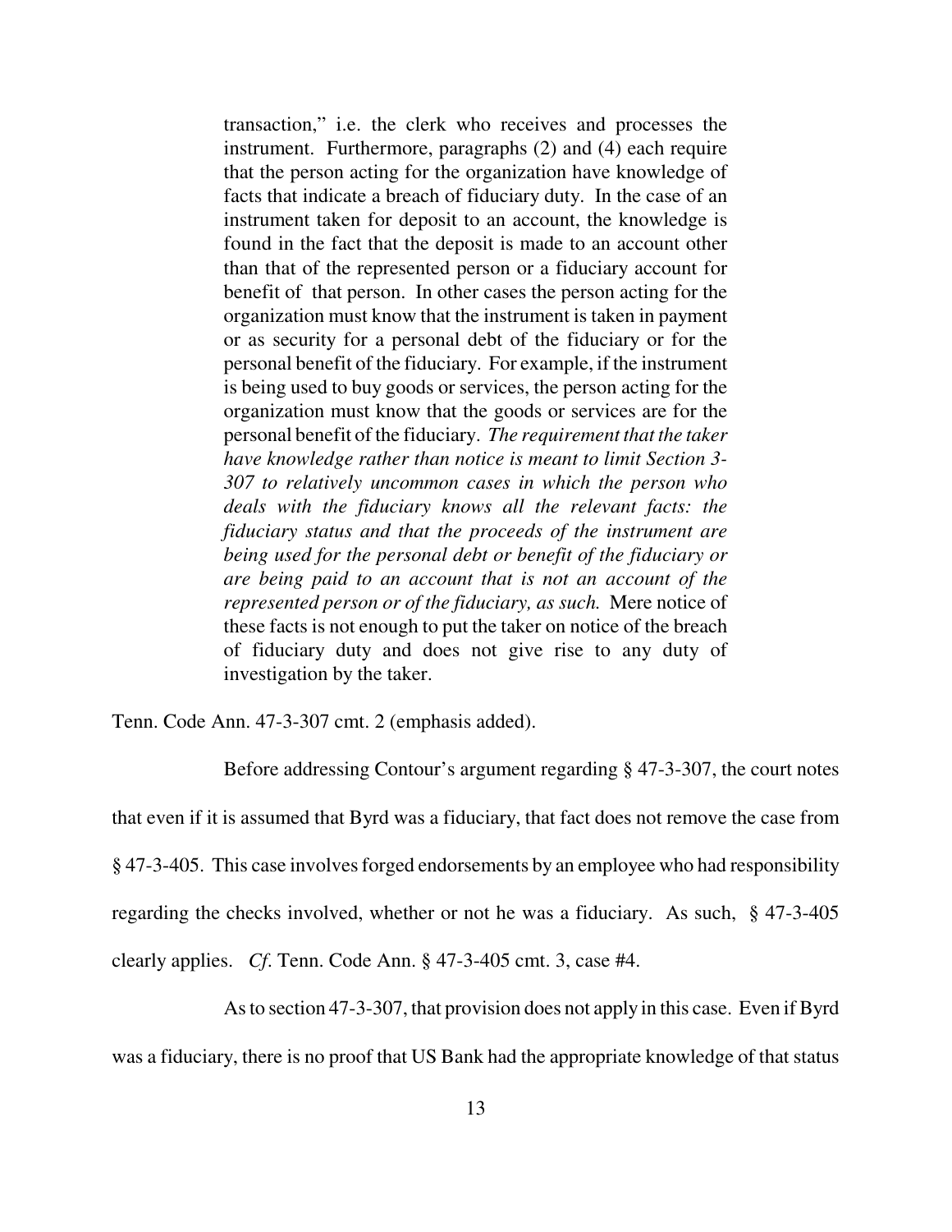> transaction," i.e. the clerk who receives and processes the instrument. Furthermore, paragraphs (2) and (4) each require that the person acting for the organization have knowledge of facts that indicate a breach of fiduciary duty. In the case of an instrument taken for deposit to an account, the knowledge is found in the fact that the deposit is made to an account other than that of the represented person or a fiduciary account for benefit of that person. In other cases the person acting for the organization must know that the instrument is taken in payment or as security for a personal debt of the fiduciary or for the personal benefit of the fiduciary. For example, if the instrument is being used to buy goods or services, the person acting for the organization must know that the goods or services are for the personal benefit of the fiduciary. *The requirement that the taker have knowledge rather than notice is meant to limit Section 3-307 to relatively uncommon cases in which the person who deals with the fiduciary knows all the relevant facts: the fiduciary status and that the proceeds of the instrument are being used for the personal debt or benefit of the fiduciary or are being paid to an account that is not an account of the represented person or of the fiduciary, as such.* Mere notice of these facts is not enough to put the taker on notice of the breach of fiduciary duty and does not give rise to any duty of investigation by the taker.

Tenn. Code Ann. 47-3-307 cmt. 2 (emphasis added).

Before addressing Contour's argument regarding § 47-3-307, the court notes that even if it is assumed that Byrd was a fiduciary, that fact does not remove the case from § 47-3-405. This case involves forged endorsements by an employee who had responsibility regarding the checks involved, whether or not he was a fiduciary. As such, § 47-3-405 clearly applies. *Cf.* Tenn. Code Ann. § 47-3-405 cmt. 3, case #4.

As to section 47-3-307, that provision does not apply in this case. Even if Byrd was a fiduciary, there is no proof that US Bank had the appropriate knowledge of that status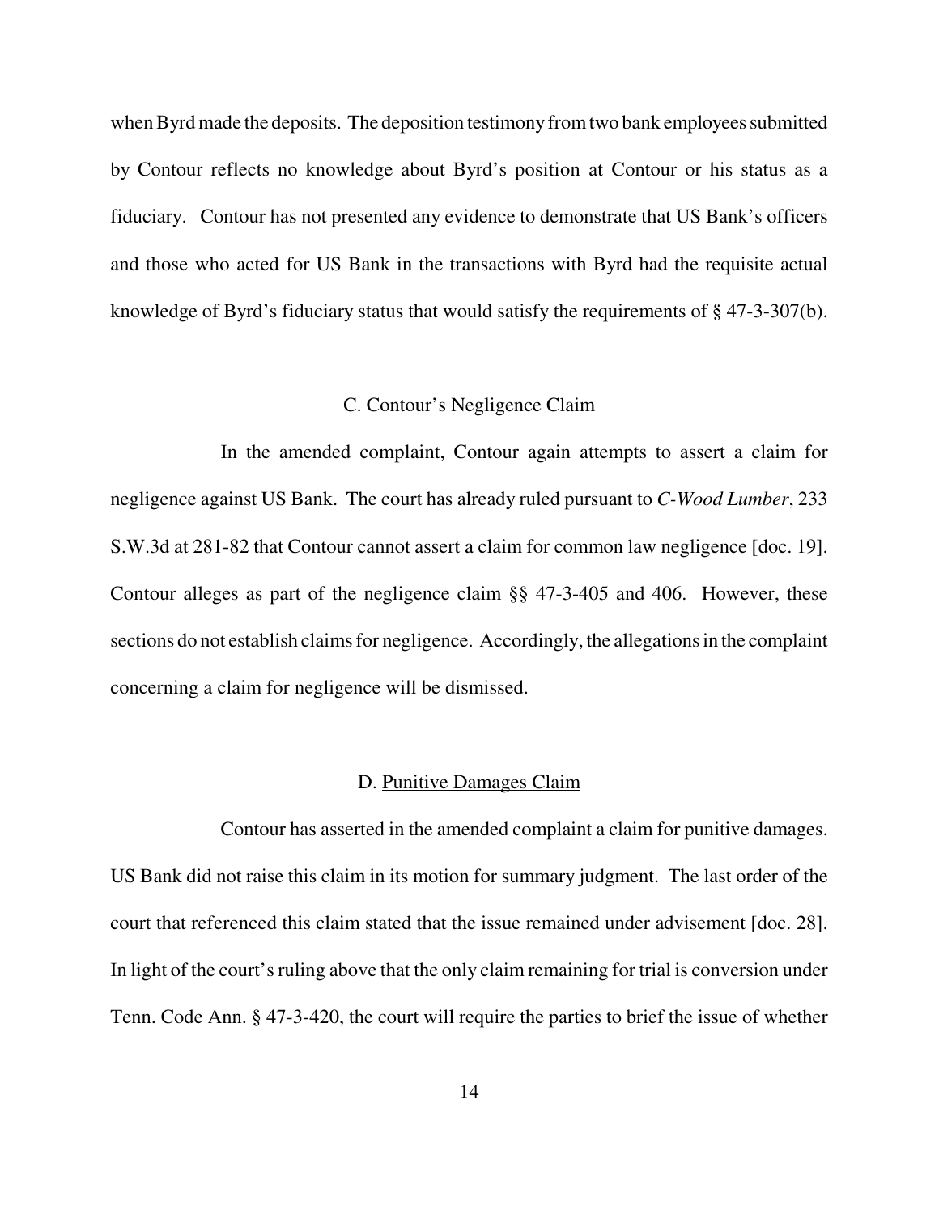when Byrd made the deposits. The deposition testimony from two bank employees submitted by Contour reflects no knowledge about Byrd's position at Contour or his status as a fiduciary. Contour has not presented any evidence to demonstrate that US Bank's officers and those who acted for US Bank in the transactions with Byrd had the requisite actual knowledge of Byrd's fiduciary status that would satisfy the requirements of § 47-3-307(b).

### C. Contour's Negligence Claim

In the amended complaint, Contour again attempts to assert a claim for negligence against US Bank. The court has already ruled pursuant to *C-Wood Lumber*, 233 S.W.3d at 281-82 that Contour cannot assert a claim for common law negligence [doc. 19]. Contour alleges as part of the negligence claim §§ 47-3-405 and 406. However, these sections do not establish claims for negligence. Accordingly, the allegations in the complaint concerning a claim for negligence will be dismissed.

### D. Punitive Damages Claim

Contour has asserted in the amended complaint a claim for punitive damages. US Bank did not raise this claim in its motion for summary judgment. The last order of the court that referenced this claim stated that the issue remained under advisement [doc. 28]. In light of the court's ruling above that the only claim remaining for trial is conversion under Tenn. Code Ann. § 47-3-420, the court will require the parties to brief the issue of whether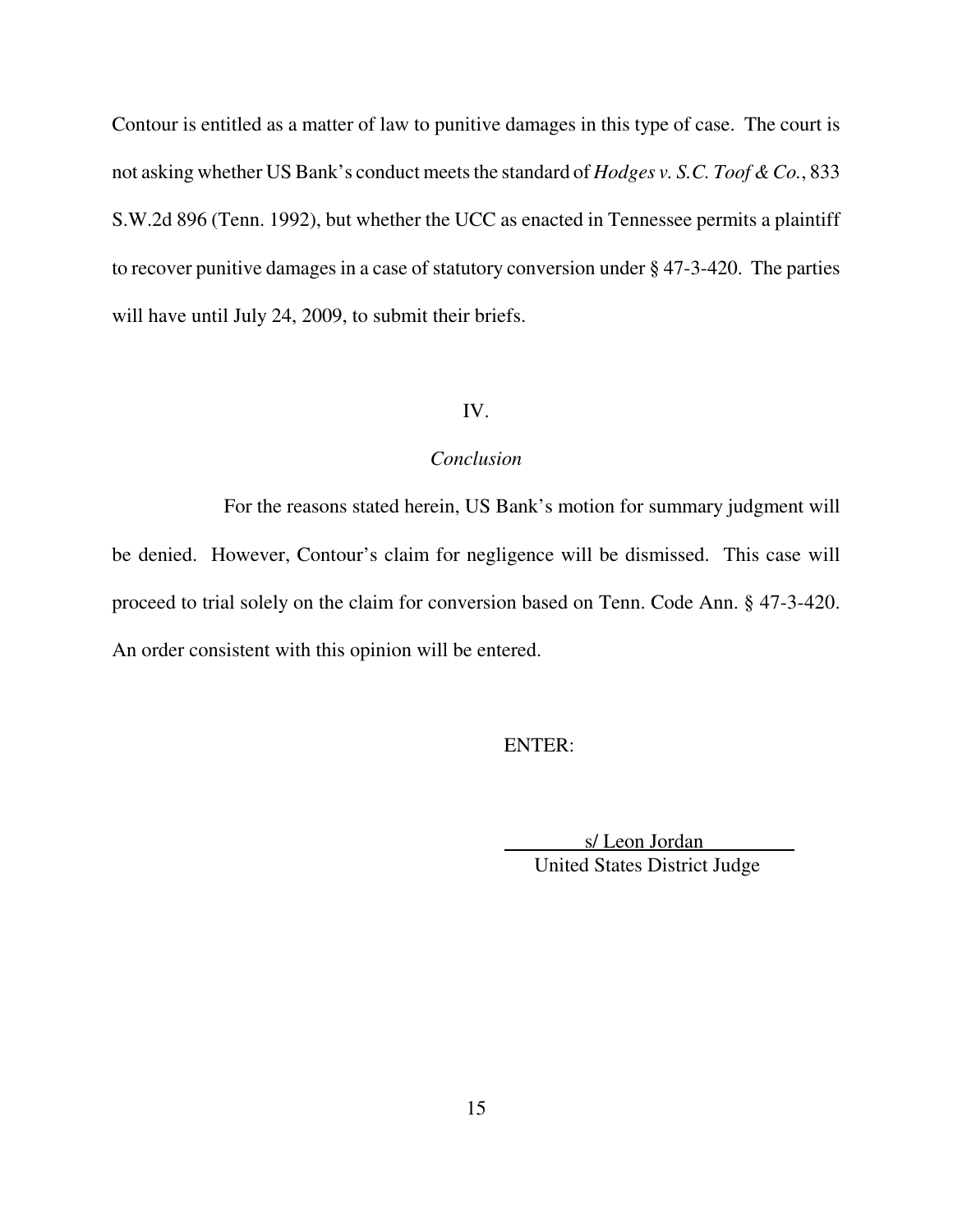Contour is entitled as a matter of law to punitive damages in this type of case. The court is not asking whether US Bank's conduct meets the standard of *Hodges v. S.C. Toof & Co.*, 833 S.W.2d 896 (Tenn. 1992), but whether the UCC as enacted in Tennessee permits a plaintiff to recover punitive damages in a case of statutory conversion under § 47-3-420. The parties will have until July 24, 2009, to submit their briefs.

## IV.

## *Conclusion*

For the reasons stated herein, US Bank's motion for summary judgment will be denied. However, Contour's claim for negligence will be dismissed. This case will proceed to trial solely on the claim for conversion based on Tenn. Code Ann. § 47-3-420. An order consistent with this opinion will be entered.

ENTER:

s/ Leon Jordan
United States District Judge